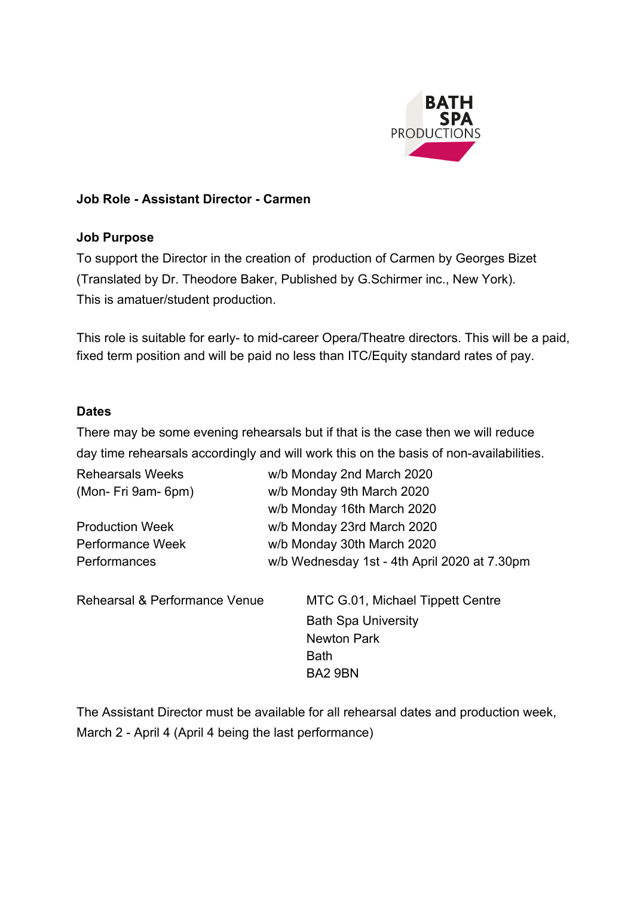BATH SPA PRODUCTIONS

**Job Role - Assistant Director - Carmen**

**Job Purpose**

To support the Director in the creation of production of Carmen by Georges Bizet (Translated by Dr. Theodore Baker, Published by G.Schirmer inc., New York). This is amatuer/student production.

This role is suitable for early- to mid-career Opera/Theatre directors. This will be a paid, fixed term position and will be paid no less than ITC/Equity standard rates of pay.

**Dates**

There may be some evening rehearsals but if that is the case then we will reduce day time rehearsals accordingly and will work this on the basis of non-availabilities.

| | |
|---|---|
| Rehearsals Weeks (Mon- Fri 9am- 6pm) | w/b Monday 2nd March 2020 |
| | w/b Monday 9th March 2020 |
| | w/b Monday 16th March 2020 |
| Production Week | w/b Monday 23rd March 2020 |
| Performance Week | w/b Monday 30th March 2020 |
| Performances | w/b Wednesday 1st - 4th April 2020 at 7.30pm |

Rehearsal & Performance Venue

MTC G.01, Michael Tippett Centre
Bath Spa University
Newton Park
Bath
BA2 9BN

The Assistant Director must be available for all rehearsal dates and production week, March 2 - April 4 (April 4 being the last performance)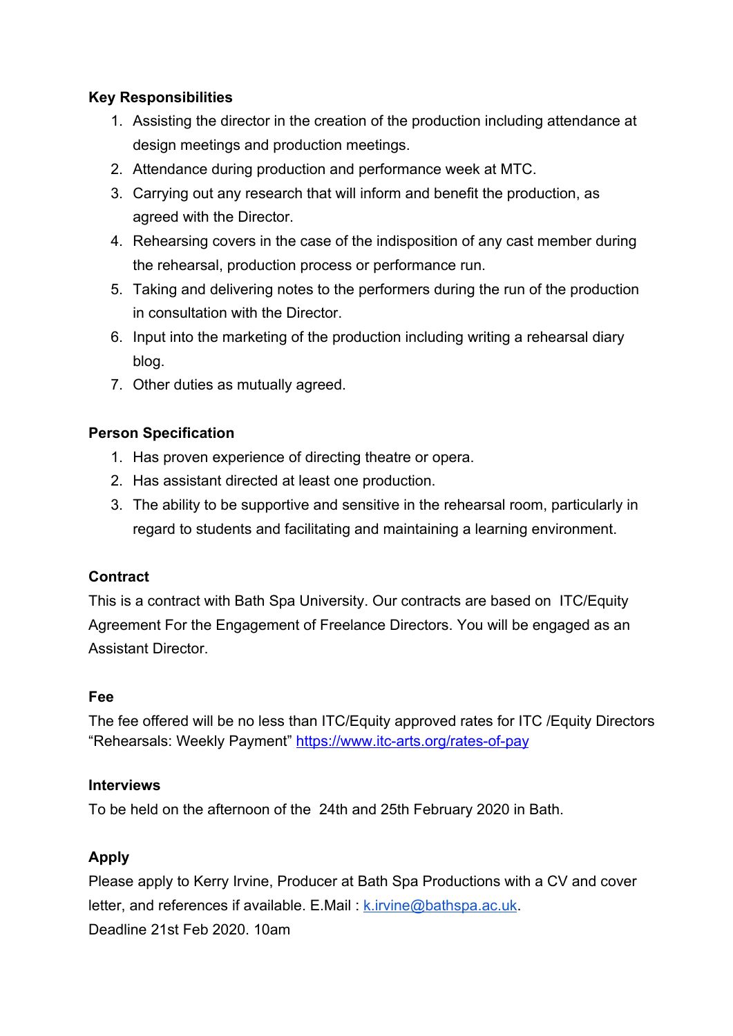### Key Responsibilities

1. Assisting the director in the creation of the production including attendance at design meetings and production meetings.
2. Attendance during production and performance week at MTC.
3. Carrying out any research that will inform and benefit the production, as agreed with the Director.
4. Rehearsing covers in the case of the indisposition of any cast member during the rehearsal, production process or performance run.
5. Taking and delivering notes to the performers during the run of the production in consultation with the Director.
6. Input into the marketing of the production including writing a rehearsal diary blog.
7. Other duties as mutually agreed.

### Person Specification

1. Has proven experience of directing theatre or opera.
2. Has assistant directed at least one production.
3. The ability to be supportive and sensitive in the rehearsal room, particularly in regard to students and facilitating and maintaining a learning environment.

### Contract

This is a contract with Bath Spa University. Our contracts are based on ITC/Equity Agreement For the Engagement of Freelance Directors. You will be engaged as an Assistant Director.

### Fee

The fee offered will be no less than ITC/Equity approved rates for ITC /Equity Directors "Rehearsals: Weekly Payment" [https://www.itc-arts.org/rates-of-pay](https://www.itc-arts.org/rates-of-pay)

### Interviews

To be held on the afternoon of the 24th and 25th February 2020 in Bath.

### Apply

Please apply to Kerry Irvine, Producer at Bath Spa Productions with a CV and cover letter, and references if available. E.Mail : [k.irvine@bathspa.ac.uk](mailto:k.irvine@bathspa.ac.uk).
Deadline 21st Feb 2020. 10am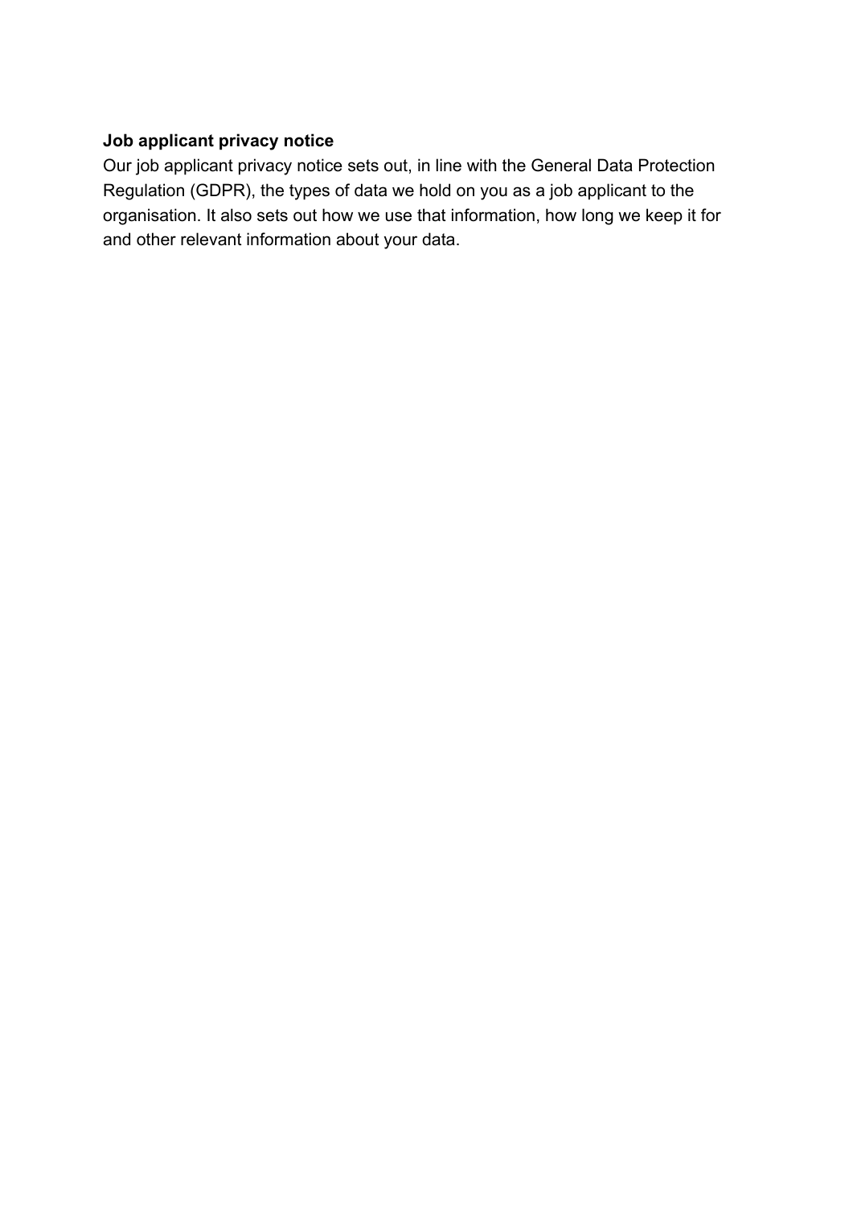**Job applicant privacy notice**

Our job applicant privacy notice sets out, in line with the General Data Protection Regulation (GDPR), the types of data we hold on you as a job applicant to the organisation. It also sets out how we use that information, how long we keep it for and other relevant information about your data.